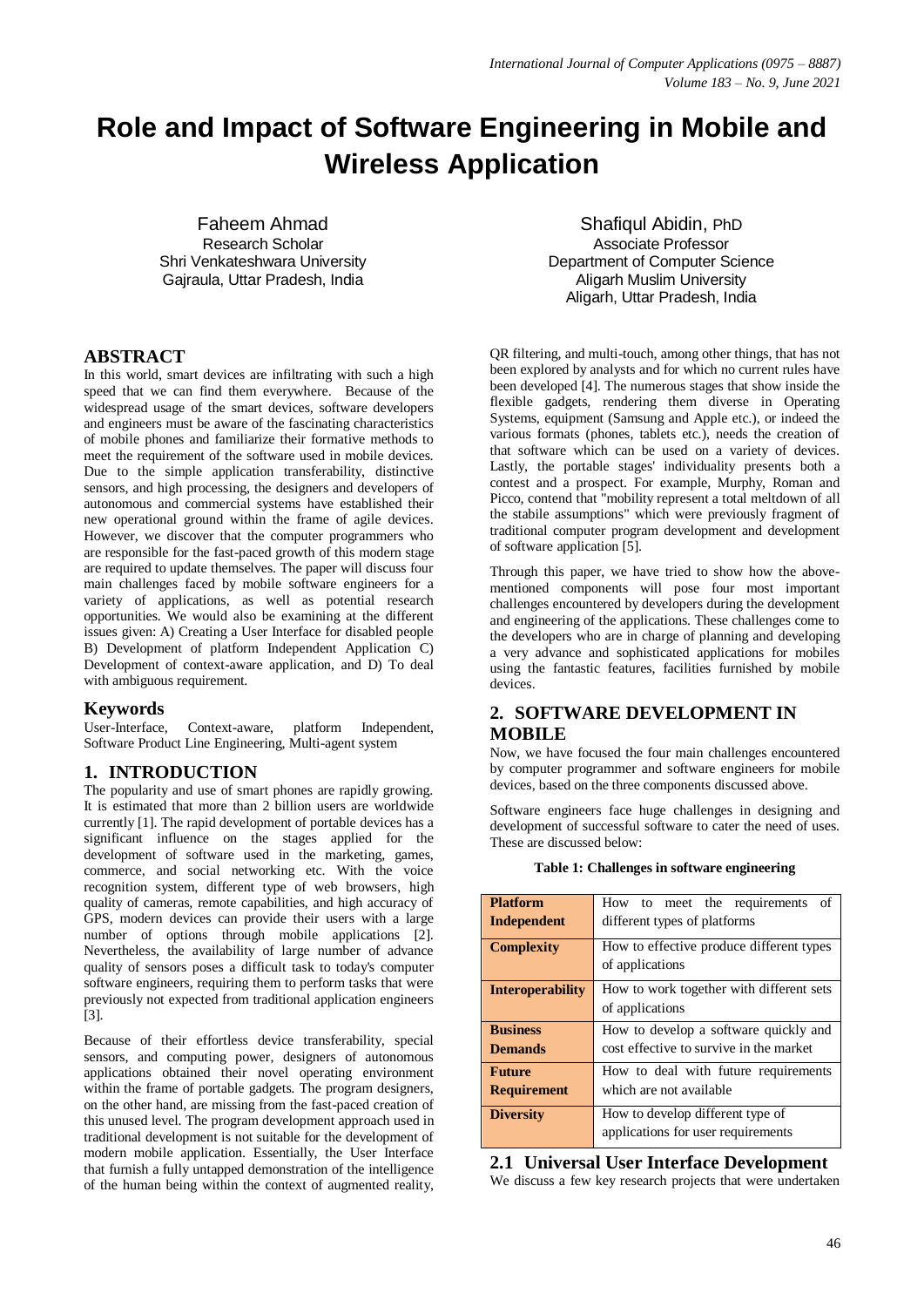# Role and Impact of Software Engineering in Mobile and Wireless Application

Faheem Ahmad
Research Scholar
Shri Venkateshwara University
Gajraula, Uttar Pradesh, India

Shafiqul Abidin, PhD
Associate Professor
Department of Computer Science
Aligarh Muslim University
Aligarh, Uttar Pradesh, India

## ABSTRACT

In this world, smart devices are infiltrating with such a high speed that we can find them everywhere. Because of the widespread usage of the smart devices, software developers and engineers must be aware of the fascinating characteristics of mobile phones and familiarize their formative methods to meet the requirement of the software used in mobile devices. Due to the simple application transferability, distinctive sensors, and high processing, the designers and developers of autonomous and commercial systems have established their new operational ground within the frame of agile devices. However, we discover that the computer programmers who are responsible for the fast-paced growth of this modern stage are required to update themselves. The paper will discuss four main challenges faced by mobile software engineers for a variety of applications, as well as potential research opportunities. We would also be examining at the different issues given: A) Creating a User Interface for disabled people B) Development of platform Independent Application C) Development of context-aware application, and D) To deal with ambiguous requirement.

## Keywords

User-Interface, Context-aware, platform Independent, Software Product Line Engineering, Multi-agent system

## 1. INTRODUCTION

The popularity and use of smart phones are rapidly growing. It is estimated that more than 2 billion users are worldwide currently [1]. The rapid development of portable devices has a significant influence on the stages applied for the development of software used in the marketing, games, commerce, and social networking etc. With the voice recognition system, different type of web browsers, high quality of cameras, remote capabilities, and high accuracy of GPS, modern devices can provide their users with a large number of options through mobile applications [2]. Nevertheless, the availability of large number of advance quality of sensors poses a difficult task to today's computer software engineers, requiring them to perform tasks that were previously not expected from traditional application engineers [3].

Because of their effortless device transferability, special sensors, and computing power, designers of autonomous applications obtained their novel operating environment within the frame of portable gadgets. The program designers, on the other hand, are missing from the fast-paced creation of this unused level. The program development approach used in traditional development is not suitable for the development of modern mobile application. Essentially, the User Interface that furnish a fully untapped demonstration of the intelligence of the human being within the context of augmented reality, QR filtering, and multi-touch, among other things, that has not been explored by analysts and for which no current rules have been developed [4]. The numerous stages that show inside the flexible gadgets, rendering them diverse in Operating Systems, equipment (Samsung and Apple etc.), or indeed the various formats (phones, tablets etc.), needs the creation of that software which can be used on a variety of devices. Lastly, the portable stages' individuality presents both a contest and a prospect. For example, Murphy, Roman and Picco, contend that "mobility represent a total meltdown of all the stabile assumptions" which were previously fragment of traditional computer program development and development of software application [5].

Through this paper, we have tried to show how the above-mentioned components will pose four most important challenges encountered by developers during the development and engineering of the applications. These challenges come to the developers who are in charge of planning and developing a very advance and sophisticated applications for mobiles using the fantastic features, facilities furnished by mobile devices.

## 2. SOFTWARE DEVELOPMENT IN MOBILE

Now, we have focused the four main challenges encountered by computer programmer and software engineers for mobile devices, based on the three components discussed above.

Software engineers face huge challenges in designing and development of successful software to cater the need of uses. These are discussed below:

**Table 1: Challenges in software engineering**

| | |
|---|---|
| **Platform Independent** | How to meet the requirements of different types of platforms |
| **Complexity** | How to effective produce different types of applications |
| **Interoperability** | How to work together with different sets of applications |
| **Business Demands** | How to develop a software quickly and cost effective to survive in the market |
| **Future Requirement** | How to deal with future requirements which are not available |
| **Diversity** | How to develop different type of applications for user requirements |

### 2.1 Universal User Interface Development

We discuss a few key research projects that were undertaken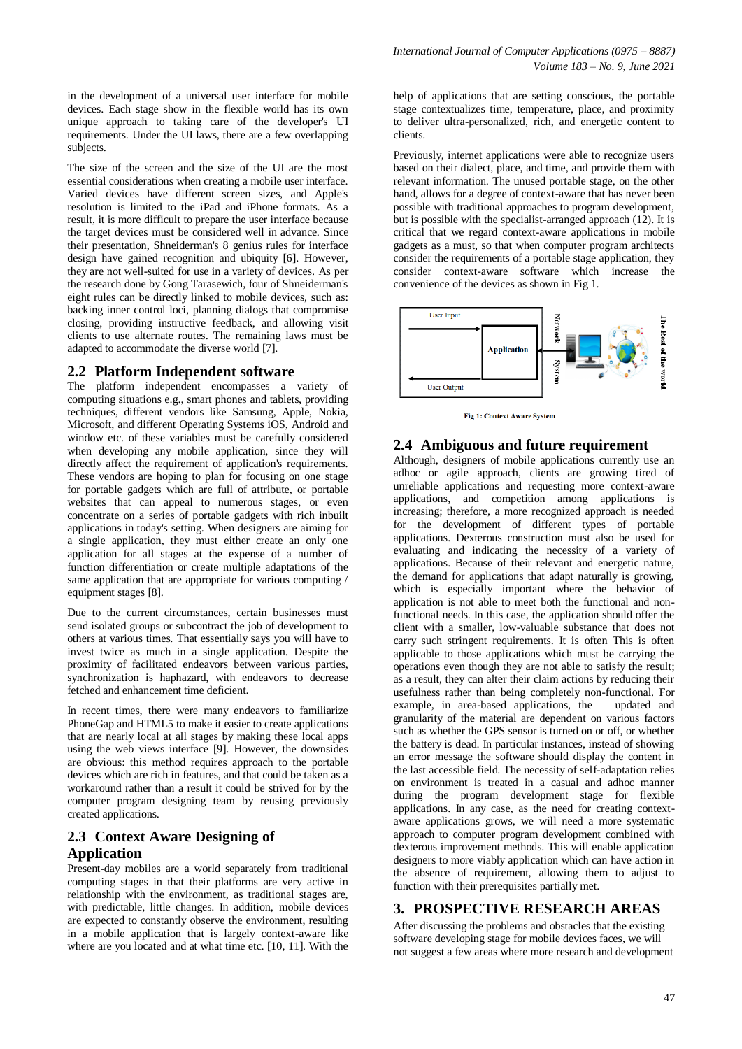in the development of a universal user interface for mobile devices. Each stage show in the flexible world has its own unique approach to taking care of the developer's UI requirements. Under the UI laws, there are a few overlapping subjects.

The size of the screen and the size of the UI are the most essential considerations when creating a mobile user interface. Varied devices have different screen sizes, and Apple's resolution is limited to the iPad and iPhone formats. As a result, it is more difficult to prepare the user interface because the target devices must be considered well in advance. Since their presentation, Shneiderman's 8 genius rules for interface design have gained recognition and ubiquity [6]. However, they are not well-suited for use in a variety of devices. As per the research done by Gong Tarasewich, four of Shneiderman's eight rules can be directly linked to mobile devices, such as: backing inner control loci, planning dialogs that compromise closing, providing instructive feedback, and allowing visit clients to use alternate routes. The remaining laws must be adapted to accommodate the diverse world [7].

## 2.2 Platform Independent software

The platform independent encompasses a variety of computing situations e.g., smart phones and tablets, providing techniques, different vendors like Samsung, Apple, Nokia, Microsoft, and different Operating Systems iOS, Android and window etc. of these variables must be carefully considered when developing any mobile application, since they will directly affect the requirement of application's requirements. These vendors are hoping to plan for focusing on one stage for portable gadgets which are full of attribute, or portable websites that can appeal to numerous stages, or even concentrate on a series of portable gadgets with rich inbuilt applications in today's setting. When designers are aiming for a single application, they must either create an only one application for all stages at the expense of a number of function differentiation or create multiple adaptations of the same application that are appropriate for various computing / equipment stages [8].

Due to the current circumstances, certain businesses must send isolated groups or subcontract the job of development to others at various times. That essentially says you will have to invest twice as much in a single application. Despite the proximity of facilitated endeavors between various parties, synchronization is haphazard, with endeavors to decrease fetched and enhancement time deficient.

In recent times, there were many endeavors to familiarize PhoneGap and HTML5 to make it easier to create applications that are nearly local at all stages by making these local apps using the web views interface [9]. However, the downsides are obvious: this method requires approach to the portable devices which are rich in features, and that could be taken as a workaround rather than a result it could be strived for by the computer program designing team by reusing previously created applications.

## 2.3 Context Aware Designing of Application

Present-day mobiles are a world separately from traditional computing stages in that their platforms are very active in relationship with the environment, as traditional stages are, with predictable, little changes. In addition, mobile devices are expected to constantly observe the environment, resulting in a mobile application that is largely context-aware like where are you located and at what time etc. [10, 11]. With the help of applications that are setting conscious, the portable stage contextualizes time, temperature, place, and proximity to deliver ultra-personalized, rich, and energetic content to clients.

Previously, internet applications were able to recognize users based on their dialect, place, and time, and provide them with relevant information. The unused portable stage, on the other hand, allows for a degree of context-aware that has never been possible with traditional approaches to program development, but is possible with the specialist-arranged approach (12). It is critical that we regard context-aware applications in mobile gadgets as a must, so that when computer program architects consider the requirements of a portable stage application, they consider context-aware software which increase the convenience of the devices as shown in Fig 1.

**Fig 1: Context Aware System**

## 2.4 Ambiguous and future requirement

Although, designers of mobile applications currently use an adhoc or agile approach, clients are growing tired of unreliable applications and requesting more context-aware applications, and competition among applications is increasing; therefore, a more recognized approach is needed for the development of different types of portable applications. Dexterous construction must also be used for evaluating and indicating the necessity of a variety of applications. Because of their relevant and energetic nature, the demand for applications that adapt naturally is growing, which is especially important where the behavior of application is not able to meet both the functional and non-functional needs. In this case, the application should offer the client with a smaller, low-valuable substance that does not carry such stringent requirements. It is often This is often applicable to those applications which must be carrying the operations even though they are not able to satisfy the result; as a result, they can alter their claim actions by reducing their usefulness rather than being completely non-functional. For example, in area-based applications, the updated and granularity of the material are dependent on various factors such as whether the GPS sensor is turned on or off, or whether the battery is dead. In particular instances, instead of showing an error message the software should display the content in the last accessible field. The necessity of self-adaptation relies on environment is treated in a casual and adhoc manner during the program development stage for flexible applications. In any case, as the need for creating context-aware applications grows, we will need a more systematic approach to computer program development combined with dexterous improvement methods. This will enable application designers to more viably application which can have action in the absence of requirement, allowing them to adjust to function with their prerequisites partially met.

# 3. PROSPECTIVE RESEARCH AREAS

After discussing the problems and obstacles that the existing software developing stage for mobile devices faces, we will not suggest a few areas where more research and development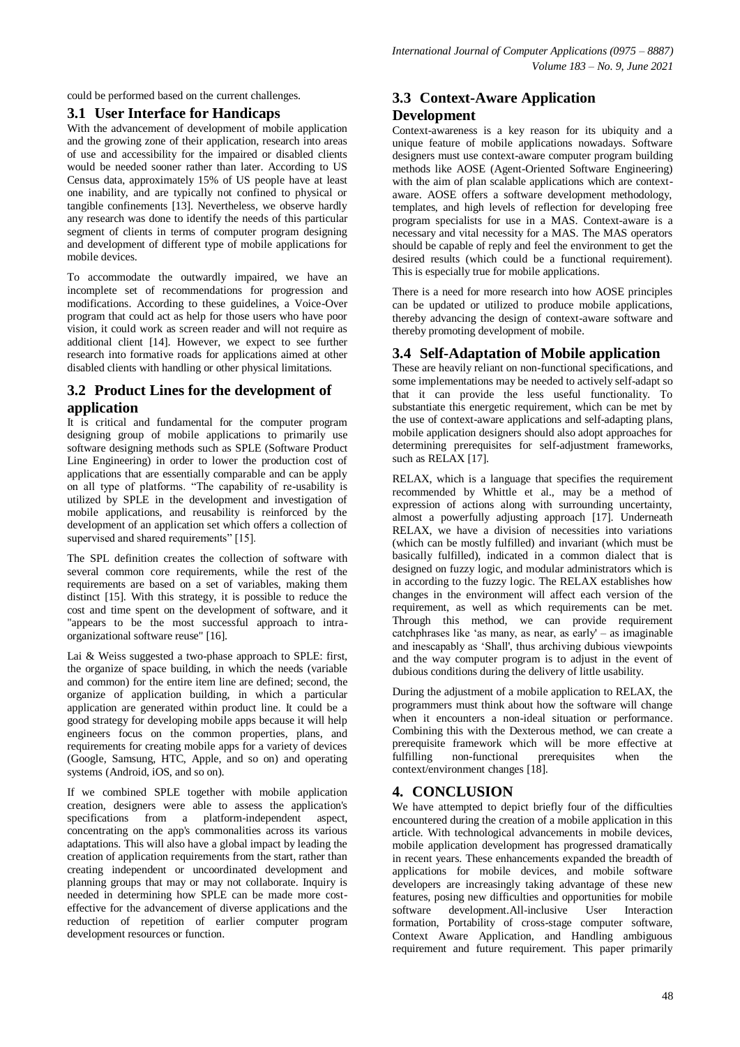could be performed based on the current challenges.

### 3.1 User Interface for Handicaps

With the advancement of development of mobile application and the growing zone of their application, research into areas of use and accessibility for the impaired or disabled clients would be needed sooner rather than later. According to US Census data, approximately 15% of US people have at least one inability, and are typically not confined to physical or tangible confinements [13]. Nevertheless, we observe hardly any research was done to identify the needs of this particular segment of clients in terms of computer program designing and development of different type of mobile applications for mobile devices.

To accommodate the outwardly impaired, we have an incomplete set of recommendations for progression and modifications. According to these guidelines, a Voice-Over program that could act as help for those users who have poor vision, it could work as screen reader and will not require as additional client [14]. However, we expect to see further research into formative roads for applications aimed at other disabled clients with handling or other physical limitations.

### 3.2 Product Lines for the development of application

It is critical and fundamental for the computer program designing group of mobile applications to primarily use software designing methods such as SPLE (Software Product Line Engineering) in order to lower the production cost of applications that are essentially comparable and can be apply on all type of platforms. "The capability of re-usability is utilized by SPLE in the development and investigation of mobile applications, and reusability is reinforced by the development of an application set which offers a collection of supervised and shared requirements" [15].

The SPL definition creates the collection of software with several common core requirements, while the rest of the requirements are based on a set of variables, making them distinct [15]. With this strategy, it is possible to reduce the cost and time spent on the development of software, and it "appears to be the most successful approach to intra-organizational software reuse" [16].

Lai & Weiss suggested a two-phase approach to SPLE: first, the organize of space building, in which the needs (variable and common) for the entire item line are defined; second, the organize of application building, in which a particular application are generated within product line. It could be a good strategy for developing mobile apps because it will help engineers focus on the common properties, plans, and requirements for creating mobile apps for a variety of devices (Google, Samsung, HTC, Apple, and so on) and operating systems (Android, iOS, and so on).

If we combined SPLE together with mobile application creation, designers were able to assess the application's specifications from a platform-independent aspect, concentrating on the app's commonalities across its various adaptations. This will also have a global impact by leading the creation of application requirements from the start, rather than creating independent or uncoordinated development and planning groups that may or may not collaborate. Inquiry is needed in determining how SPLE can be made more cost-effective for the advancement of diverse applications and the reduction of repetition of earlier computer program development resources or function.

### 3.3 Context-Aware Application Development

Context-awareness is a key reason for its ubiquity and a unique feature of mobile applications nowadays. Software designers must use context-aware computer program building methods like AOSE (Agent-Oriented Software Engineering) with the aim of plan scalable applications which are context-aware. AOSE offers a software development methodology, templates, and high levels of reflection for developing free program specialists for use in a MAS. Context-aware is a necessary and vital necessity for a MAS. The MAS operators should be capable of reply and feel the environment to get the desired results (which could be a functional requirement). This is especially true for mobile applications.

There is a need for more research into how AOSE principles can be updated or utilized to produce mobile applications, thereby advancing the design of context-aware software and thereby promoting development of mobile.

### 3.4 Self-Adaptation of Mobile application

These are heavily reliant on non-functional specifications, and some implementations may be needed to actively self-adapt so that it can provide the less useful functionality. To substantiate this energetic requirement, which can be met by the use of context-aware applications and self-adapting plans, mobile application designers should also adopt approaches for determining prerequisites for self-adjustment frameworks, such as RELAX [17].

RELAX, which is a language that specifies the requirement recommended by Whittle et al., may be a method of expression of actions along with surrounding uncertainty, almost a powerfully adjusting approach [17]. Underneath RELAX, we have a division of necessities into variations (which can be mostly fulfilled) and invariant (which must be basically fulfilled), indicated in a common dialect that is designed on fuzzy logic, and modular administrators which is in according to the fuzzy logic. The RELAX establishes how changes in the environment will affect each version of the requirement, as well as which requirements can be met. Through this method, we can provide requirement catchphrases like 'as many, as near, as early' – as imaginable and inescapably as 'Shall', thus archiving dubious viewpoints and the way computer program is to adjust in the event of dubious conditions during the delivery of little usability.

During the adjustment of a mobile application to RELAX, the programmers must think about how the software will change when it encounters a non-ideal situation or performance. Combining this with the Dexterous method, we can create a prerequisite framework which will be more effective at fulfilling non-functional prerequisites when the context/environment changes [18].

## 4. CONCLUSION

We have attempted to depict briefly four of the difficulties encountered during the creation of a mobile application in this article. With technological advancements in mobile devices, mobile application development has progressed dramatically in recent years. These enhancements expanded the breadth of applications for mobile devices, and mobile software developers are increasingly taking advantage of these new features, posing new difficulties and opportunities for mobile software development.All-inclusive User Interaction formation, Portability of cross-stage computer software, Context Aware Application, and Handling ambiguous requirement and future requirement. This paper primarily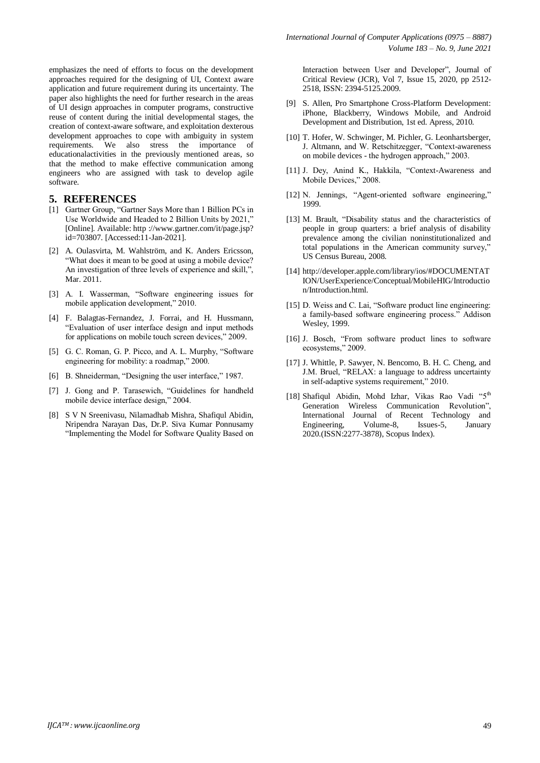emphasizes the need of efforts to focus on the development approaches required for the designing of UI, Context aware application and future requirement during its uncertainty. The paper also highlights the need for further research in the areas of UI design approaches in computer programs, constructive reuse of content during the initial developmental stages, the creation of context-aware software, and exploitation dexterous development approaches to cope with ambiguity in system requirements. We also stress the importance of educationalactivities in the previously mentioned areas, so that the method to make effective communication among engineers who are assigned with task to develop agile software.

## 5. REFERENCES

[1] Gartner Group, "Gartner Says More than 1 Billion PCs in Use Worldwide and Headed to 2 Billion Units by 2021," [Online]. Available: http ://www.gartner.com/it/page.jsp?id=703807. [Accessed:11-Jan-2021].

[2] A. Oulasvirta, M. Wahlström, and K. Anders Ericsson, "What does it mean to be good at using a mobile device? An investigation of three levels of experience and skill,", Mar. 2011.

[3] A. I. Wasserman, "Software engineering issues for mobile application development," 2010.

[4] F. Balagtas-Fernandez, J. Forrai, and H. Hussmann, "Evaluation of user interface design and input methods for applications on mobile touch screen devices," 2009.

[5] G. C. Roman, G. P. Picco, and A. L. Murphy, "Software engineering for mobility: a roadmap," 2000.

[6] B. Shneiderman, "Designing the user interface," 1987.

[7] J. Gong and P. Tarasewich, "Guidelines for handheld mobile device interface design," 2004.

[8] S V N Sreenivasu, Nilamadhab Mishra, Shafiqul Abidin, Nripendra Narayan Das, Dr.P. Siva Kumar Ponnusamy "Implementing the Model for Software Quality Based on Interaction between User and Developer", Journal of Critical Review (JCR), Vol 7, Issue 15, 2020, pp 2512-2518, ISSN: 2394-5125.2009.

[9] S. Allen, Pro Smartphone Cross-Platform Development: iPhone, Blackberry, Windows Mobile, and Android Development and Distribution, 1st ed. Apress, 2010.

[10] T. Hofer, W. Schwinger, M. Pichler, G. Leonhartsberger, J. Altmann, and W. Retschitzegger, "Context-awareness on mobile devices - the hydrogen approach," 2003.

[11] J. Dey, Anind K., Hakkila, "Context-Awareness and Mobile Devices," 2008.

[12] N. Jennings, "Agent-oriented software engineering," 1999.

[13] M. Brault, "Disability status and the characteristics of people in group quarters: a brief analysis of disability prevalence among the civilian noninstitutionalized and total populations in the American community survey," US Census Bureau, 2008.

[14] http://developer.apple.com/library/ios/#DOCUMENTATION/UserExperience/Conceptual/MobileHIG/Introduction/Introduction.html.

[15] D. Weiss and C. Lai, "Software product line engineering: a family-based software engineering process." Addison Wesley, 1999.

[16] J. Bosch, "From software product lines to software ecosystems," 2009.

[17] J. Whittle, P. Sawyer, N. Bencomo, B. H. C. Cheng, and J.M. Bruel, "RELAX: a language to address uncertainty in self-adaptive systems requirement," 2010.

[18] Shafiqul Abidin, Mohd Izhar, Vikas Rao Vadi "5th Generation Wireless Communication Revolution", International Journal of Recent Technology and Engineering, Volume-8, Issues-5, January 2020.(ISSN:2277-3878), Scopus Index).